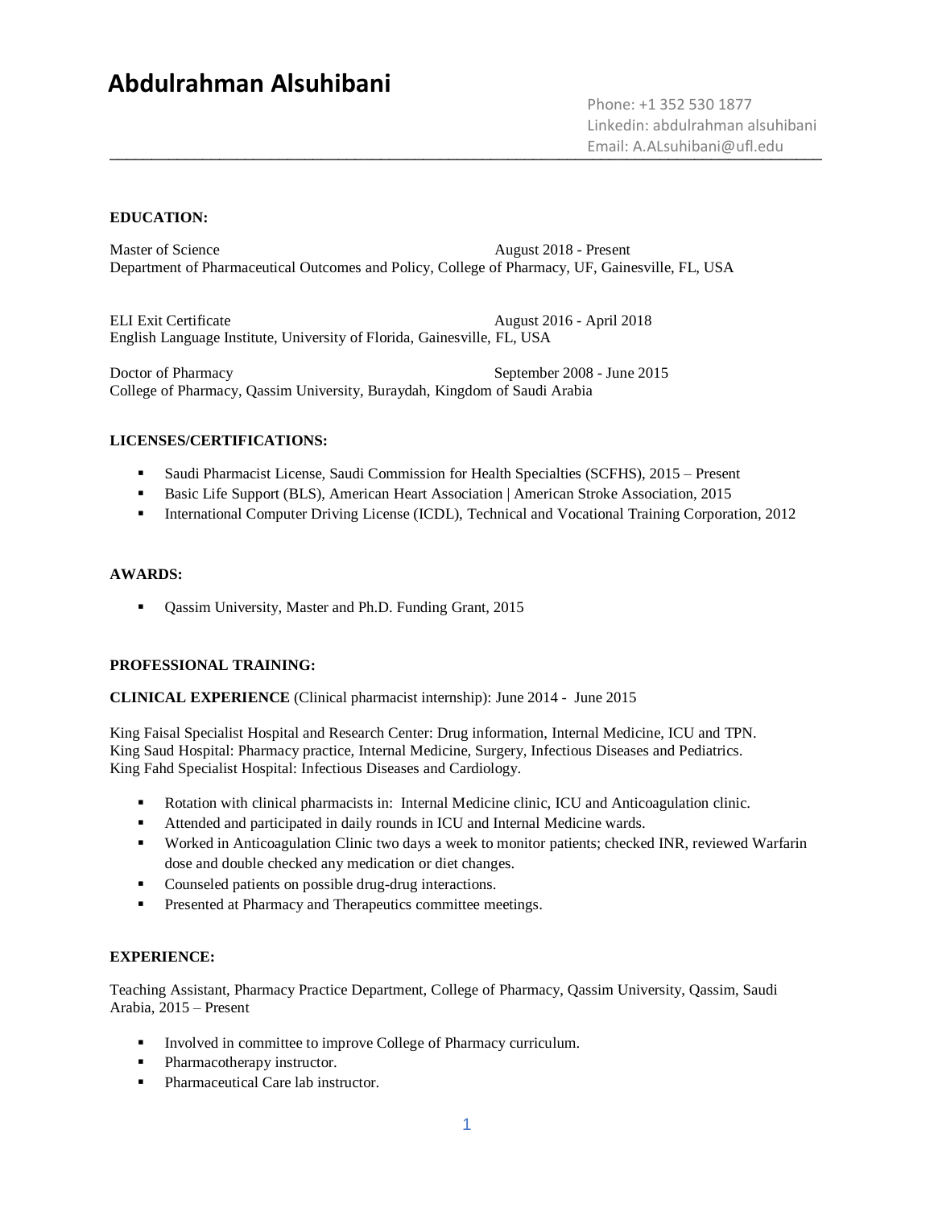# Abdulrahman Alsuhibani

Phone: +1 352 530 1877
Linkedin: abdulrahman alsuhibani
Email: A.ALsuhibani@ufl.edu

---

## EDUCATION:

Master of Science — August 2018 - Present
Department of Pharmaceutical Outcomes and Policy, College of Pharmacy, UF, Gainesville, FL, USA

ELI Exit Certificate — August 2016 - April 2018
English Language Institute, University of Florida, Gainesville, FL, USA

Doctor of Pharmacy — September 2008 - June 2015
College of Pharmacy, Qassim University, Buraydah, Kingdom of Saudi Arabia

## LICENSES/CERTIFICATIONS:

- Saudi Pharmacist License, Saudi Commission for Health Specialties (SCFHS), 2015 – Present
- Basic Life Support (BLS), American Heart Association | American Stroke Association, 2015
- International Computer Driving License (ICDL), Technical and Vocational Training Corporation, 2012

## AWARDS:

- Qassim University, Master and Ph.D. Funding Grant, 2015

## PROFESSIONAL TRAINING:

**CLINICAL EXPERIENCE** (Clinical pharmacist internship): June 2014 - June 2015

King Faisal Specialist Hospital and Research Center: Drug information, Internal Medicine, ICU and TPN.
King Saud Hospital: Pharmacy practice, Internal Medicine, Surgery, Infectious Diseases and Pediatrics.
King Fahd Specialist Hospital: Infectious Diseases and Cardiology.

- Rotation with clinical pharmacists in: Internal Medicine clinic, ICU and Anticoagulation clinic.
- Attended and participated in daily rounds in ICU and Internal Medicine wards.
- Worked in Anticoagulation Clinic two days a week to monitor patients; checked INR, reviewed Warfarin dose and double checked any medication or diet changes.
- Counseled patients on possible drug-drug interactions.
- Presented at Pharmacy and Therapeutics committee meetings.

## EXPERIENCE:

Teaching Assistant, Pharmacy Practice Department, College of Pharmacy, Qassim University, Qassim, Saudi Arabia, 2015 – Present

- Involved in committee to improve College of Pharmacy curriculum.
- Pharmacotherapy instructor.
- Pharmaceutical Care lab instructor.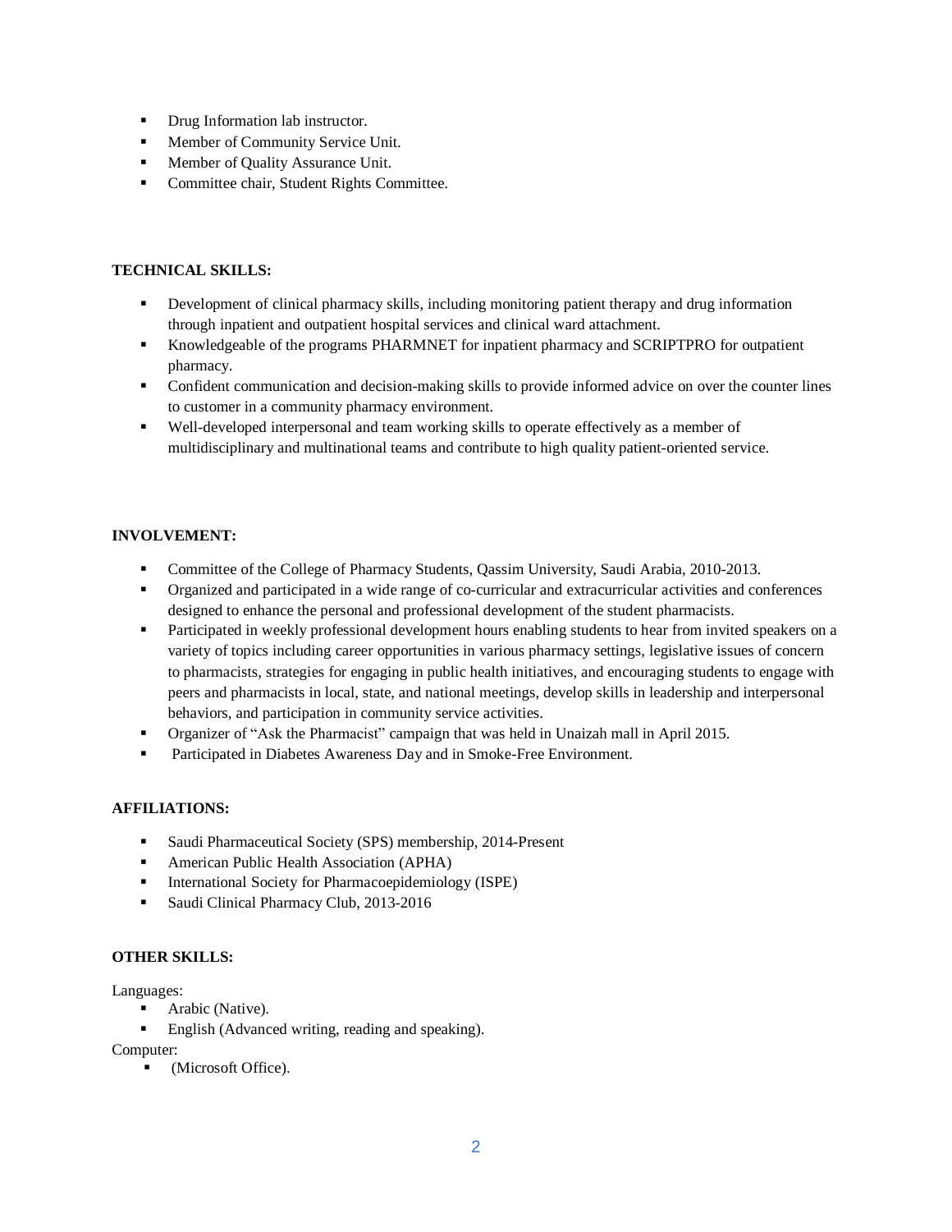- Drug Information lab instructor.
- Member of Community Service Unit.
- Member of Quality Assurance Unit.
- Committee chair, Student Rights Committee.

**TECHNICAL SKILLS:**

- Development of clinical pharmacy skills, including monitoring patient therapy and drug information through inpatient and outpatient hospital services and clinical ward attachment.
- Knowledgeable of the programs PHARMNET for inpatient pharmacy and SCRIPTPRO for outpatient pharmacy.
- Confident communication and decision-making skills to provide informed advice on over the counter lines to customer in a community pharmacy environment.
- Well-developed interpersonal and team working skills to operate effectively as a member of multidisciplinary and multinational teams and contribute to high quality patient-oriented service.

**INVOLVEMENT:**

- Committee of the College of Pharmacy Students, Qassim University, Saudi Arabia, 2010-2013.
- Organized and participated in a wide range of co-curricular and extracurricular activities and conferences designed to enhance the personal and professional development of the student pharmacists.
- Participated in weekly professional development hours enabling students to hear from invited speakers on a variety of topics including career opportunities in various pharmacy settings, legislative issues of concern to pharmacists, strategies for engaging in public health initiatives, and encouraging students to engage with peers and pharmacists in local, state, and national meetings, develop skills in leadership and interpersonal behaviors, and participation in community service activities.
- Organizer of "Ask the Pharmacist" campaign that was held in Unaizah mall in April 2015.
- Participated in Diabetes Awareness Day and in Smoke-Free Environment.

**AFFILIATIONS:**

- Saudi Pharmaceutical Society (SPS) membership, 2014-Present
- American Public Health Association (APHA)
- International Society for Pharmacoepidemiology (ISPE)
- Saudi Clinical Pharmacy Club, 2013-2016

**OTHER SKILLS:**

Languages:

- Arabic (Native).
- English (Advanced writing, reading and speaking).

Computer:

- (Microsoft Office).